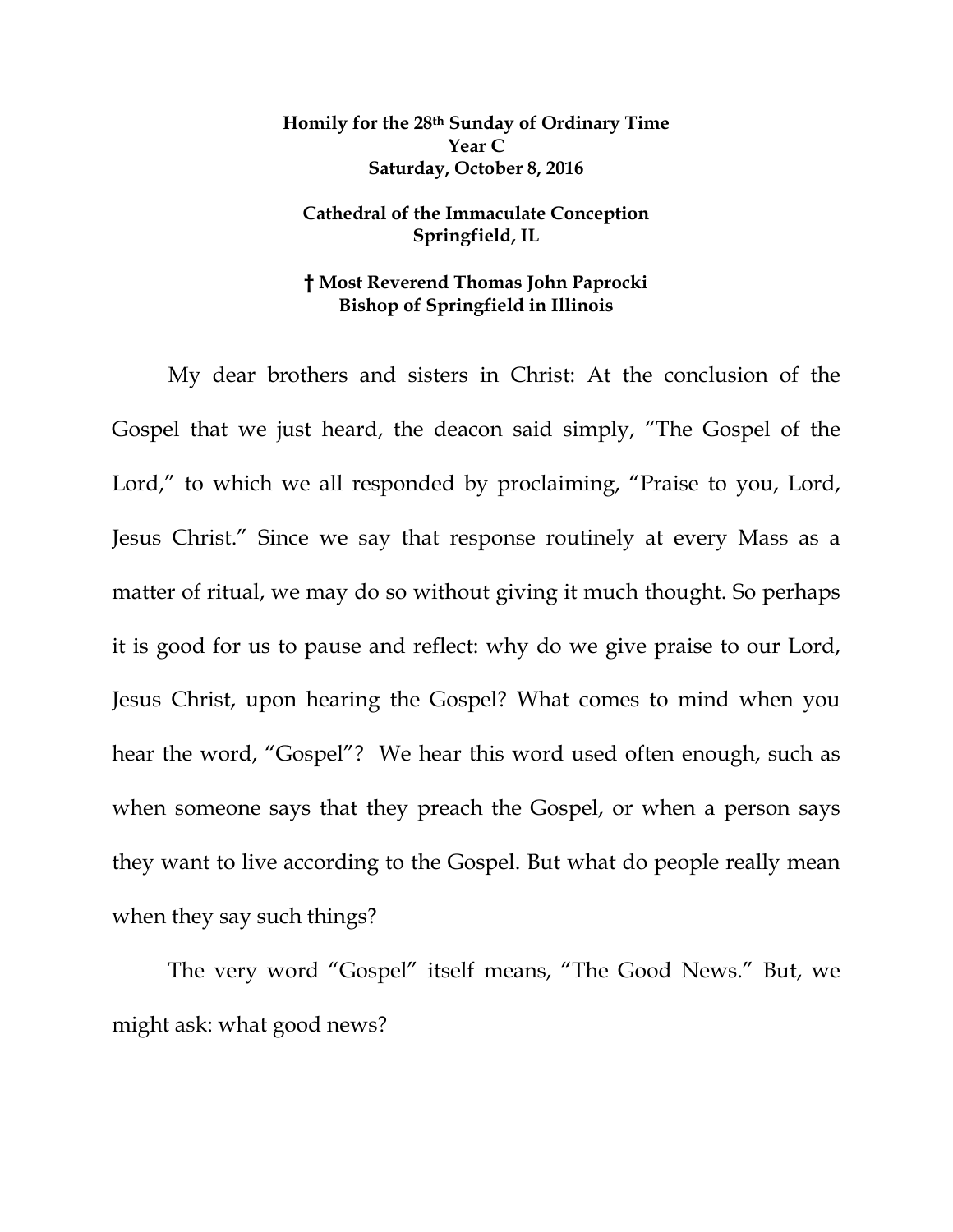**Homily for the 28th Sunday of Ordinary Time**
**Year C**
**Saturday, October 8, 2016**

**Cathedral of the Immaculate Conception**
**Springfield, IL**

**† Most Reverend Thomas John Paprocki**
**Bishop of Springfield in Illinois**

My dear brothers and sisters in Christ: At the conclusion of the Gospel that we just heard, the deacon said simply, "The Gospel of the Lord," to which we all responded by proclaiming, "Praise to you, Lord, Jesus Christ." Since we say that response routinely at every Mass as a matter of ritual, we may do so without giving it much thought. So perhaps it is good for us to pause and reflect: why do we give praise to our Lord, Jesus Christ, upon hearing the Gospel? What comes to mind when you hear the word, "Gospel"? We hear this word used often enough, such as when someone says that they preach the Gospel, or when a person says they want to live according to the Gospel. But what do people really mean when they say such things?

The very word "Gospel" itself means, "The Good News." But, we might ask: what good news?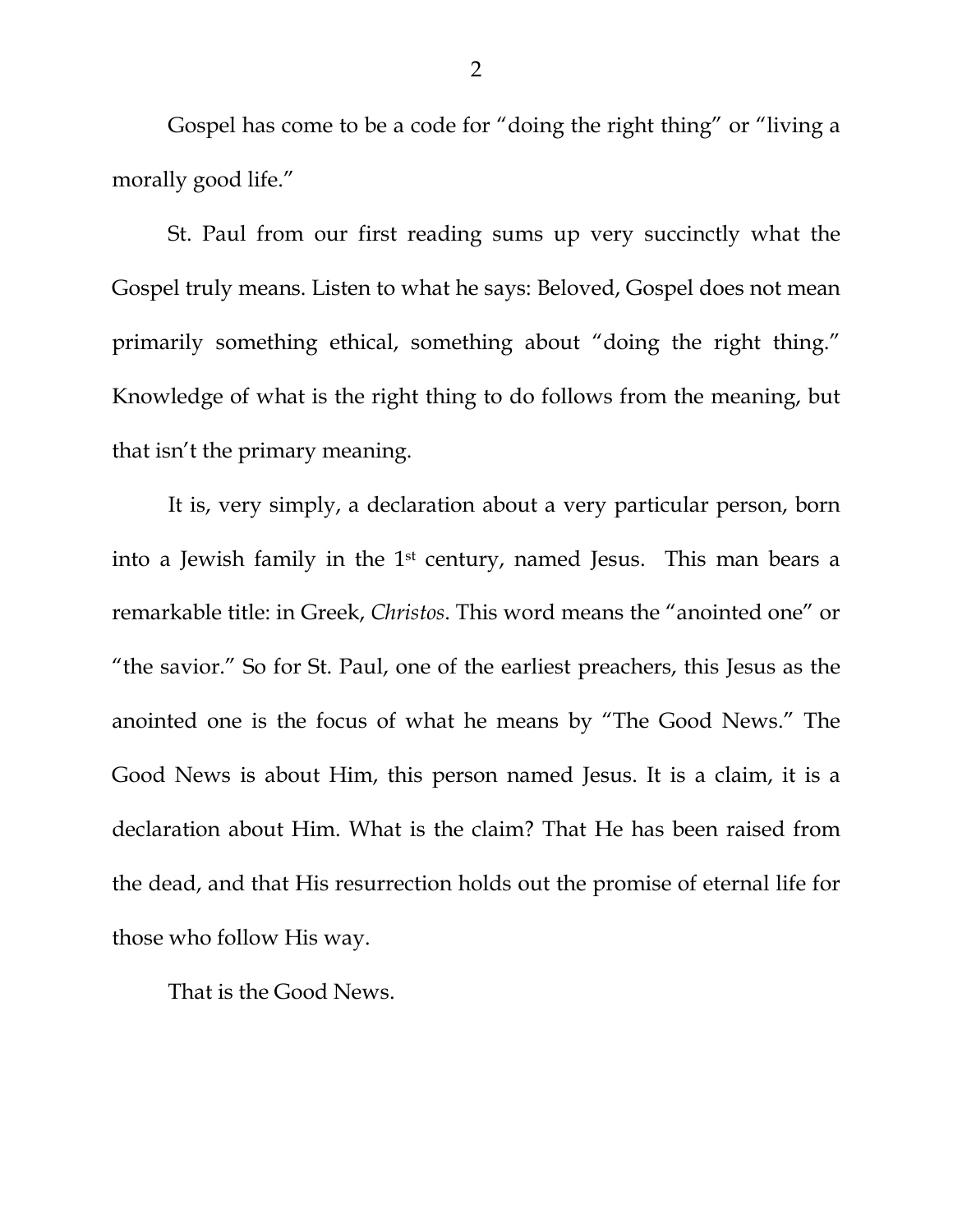Gospel has come to be a code for "doing the right thing" or "living a morally good life."

St. Paul from our first reading sums up very succinctly what the Gospel truly means. Listen to what he says: Beloved, Gospel does not mean primarily something ethical, something about "doing the right thing." Knowledge of what is the right thing to do follows from the meaning, but that isn't the primary meaning.

It is, very simply, a declaration about a very particular person, born into a Jewish family in the 1st century, named Jesus. This man bears a remarkable title: in Greek, *Christos*. This word means the "anointed one" or "the savior." So for St. Paul, one of the earliest preachers, this Jesus as the anointed one is the focus of what he means by "The Good News." The Good News is about Him, this person named Jesus. It is a claim, it is a declaration about Him. What is the claim? That He has been raised from the dead, and that His resurrection holds out the promise of eternal life for those who follow His way.

That is the Good News.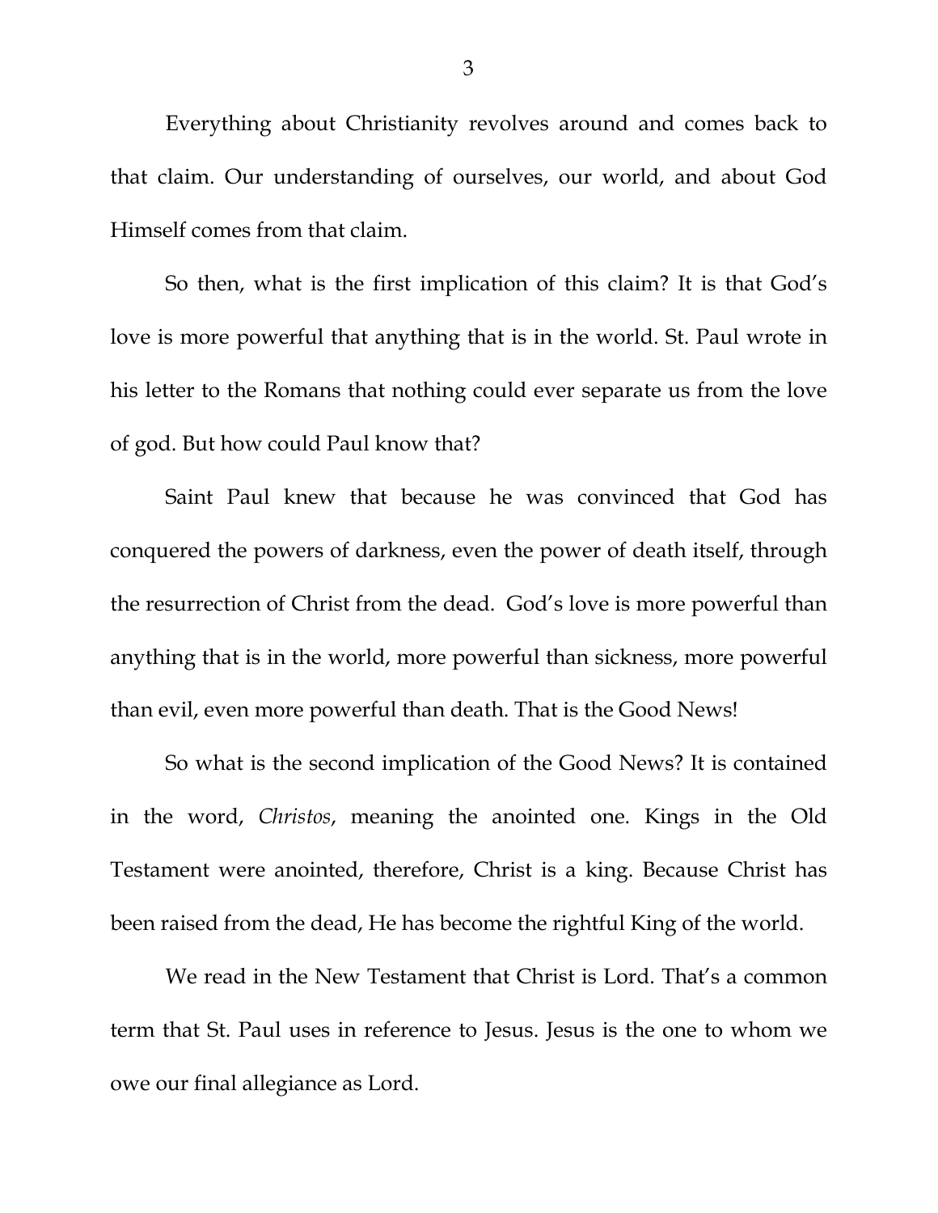Everything about Christianity revolves around and comes back to that claim. Our understanding of ourselves, our world, and about God Himself comes from that claim.

So then, what is the first implication of this claim? It is that God's love is more powerful that anything that is in the world. St. Paul wrote in his letter to the Romans that nothing could ever separate us from the love of god. But how could Paul know that?

Saint Paul knew that because he was convinced that God has conquered the powers of darkness, even the power of death itself, through the resurrection of Christ from the dead. God's love is more powerful than anything that is in the world, more powerful than sickness, more powerful than evil, even more powerful than death. That is the Good News!

So what is the second implication of the Good News? It is contained in the word, *Christos*, meaning the anointed one. Kings in the Old Testament were anointed, therefore, Christ is a king. Because Christ has been raised from the dead, He has become the rightful King of the world.

We read in the New Testament that Christ is Lord. That's a common term that St. Paul uses in reference to Jesus. Jesus is the one to whom we owe our final allegiance as Lord.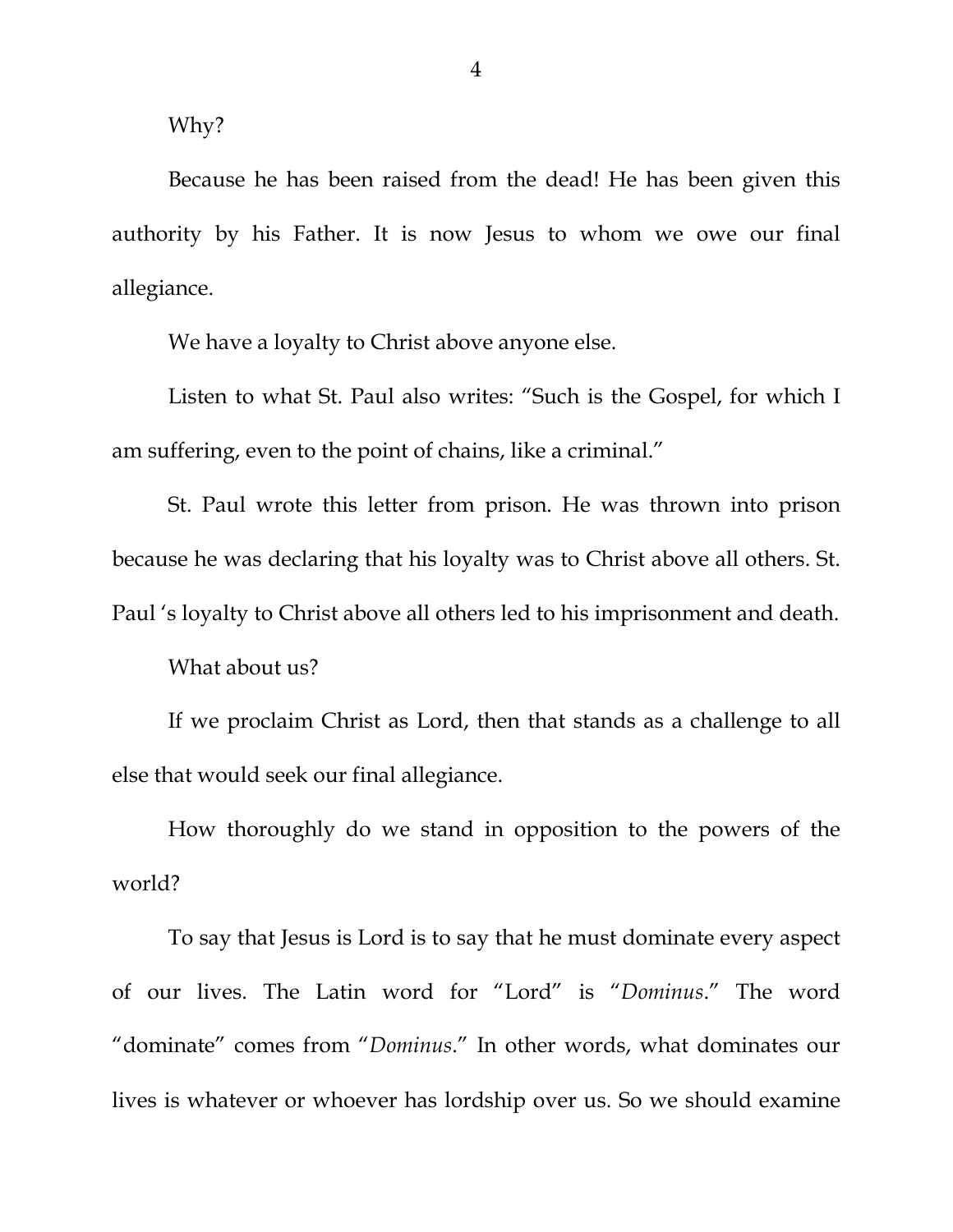Why?

Because he has been raised from the dead! He has been given this authority by his Father. It is now Jesus to whom we owe our final allegiance.

We have a loyalty to Christ above anyone else.

Listen to what St. Paul also writes: "Such is the Gospel, for which I am suffering, even to the point of chains, like a criminal."

St. Paul wrote this letter from prison. He was thrown into prison because he was declaring that his loyalty was to Christ above all others. St. Paul 's loyalty to Christ above all others led to his imprisonment and death.

What about us?

If we proclaim Christ as Lord, then that stands as a challenge to all else that would seek our final allegiance.

How thoroughly do we stand in opposition to the powers of the world?

To say that Jesus is Lord is to say that he must dominate every aspect of our lives. The Latin word for "Lord" is "*Dominus*." The word "dominate" comes from "*Dominus*." In other words, what dominates our lives is whatever or whoever has lordship over us. So we should examine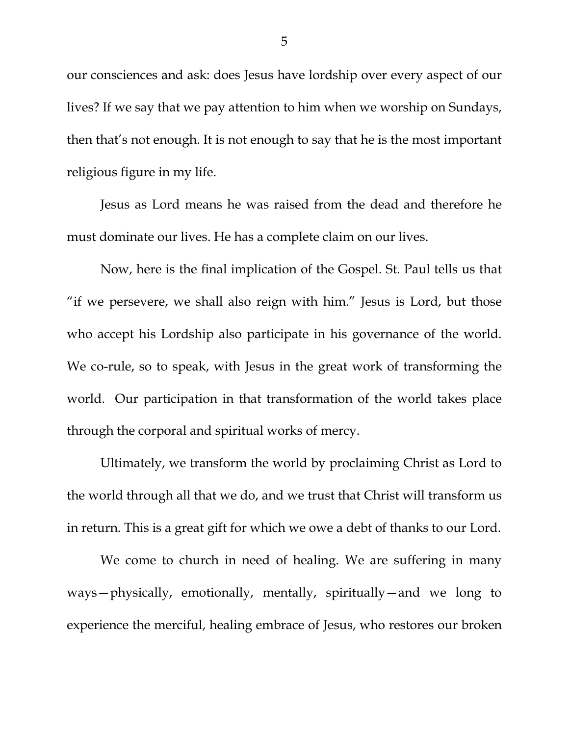our consciences and ask: does Jesus have lordship over every aspect of our lives? If we say that we pay attention to him when we worship on Sundays, then that's not enough. It is not enough to say that he is the most important religious figure in my life.

Jesus as Lord means he was raised from the dead and therefore he must dominate our lives. He has a complete claim on our lives.

Now, here is the final implication of the Gospel. St. Paul tells us that "if we persevere, we shall also reign with him." Jesus is Lord, but those who accept his Lordship also participate in his governance of the world. We co-rule, so to speak, with Jesus in the great work of transforming the world. Our participation in that transformation of the world takes place through the corporal and spiritual works of mercy.

Ultimately, we transform the world by proclaiming Christ as Lord to the world through all that we do, and we trust that Christ will transform us in return. This is a great gift for which we owe a debt of thanks to our Lord.

We come to church in need of healing. We are suffering in many ways—physically, emotionally, mentally, spiritually—and we long to experience the merciful, healing embrace of Jesus, who restores our broken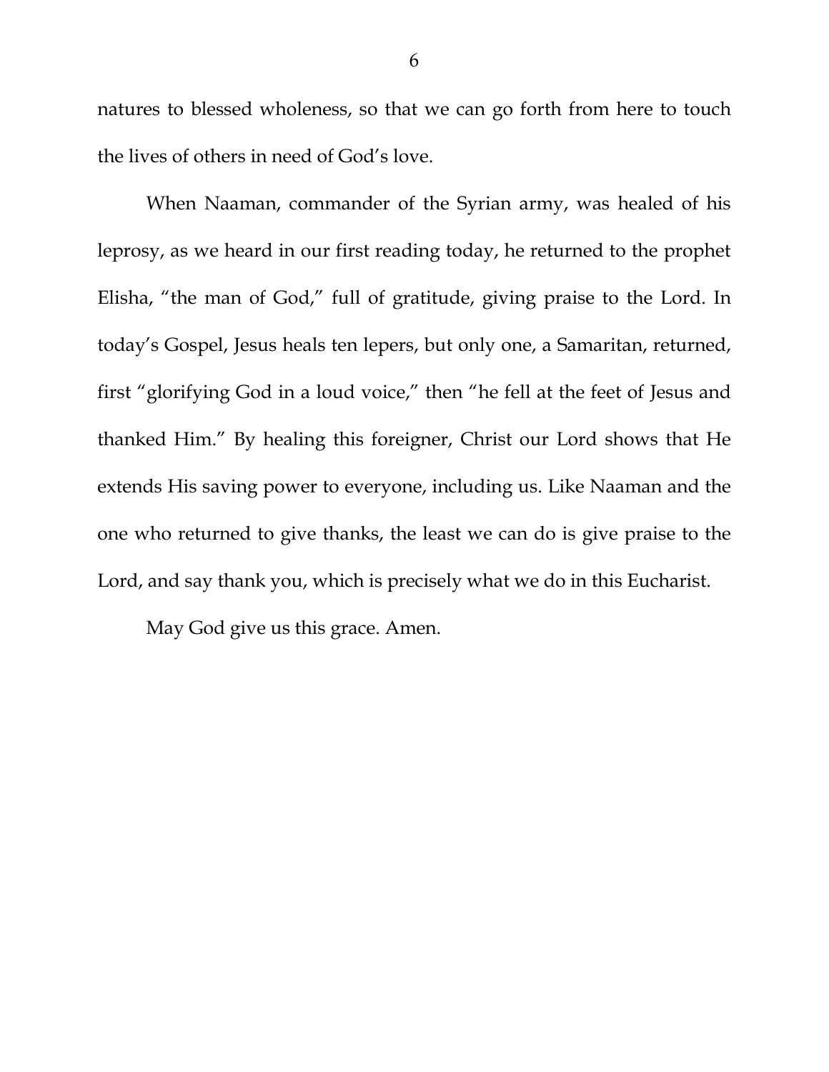natures to blessed wholeness, so that we can go forth from here to touch the lives of others in need of God's love.

When Naaman, commander of the Syrian army, was healed of his leprosy, as we heard in our first reading today, he returned to the prophet Elisha, "the man of God," full of gratitude, giving praise to the Lord. In today's Gospel, Jesus heals ten lepers, but only one, a Samaritan, returned, first "glorifying God in a loud voice," then "he fell at the feet of Jesus and thanked Him." By healing this foreigner, Christ our Lord shows that He extends His saving power to everyone, including us. Like Naaman and the one who returned to give thanks, the least we can do is give praise to the Lord, and say thank you, which is precisely what we do in this Eucharist.

May God give us this grace. Amen.